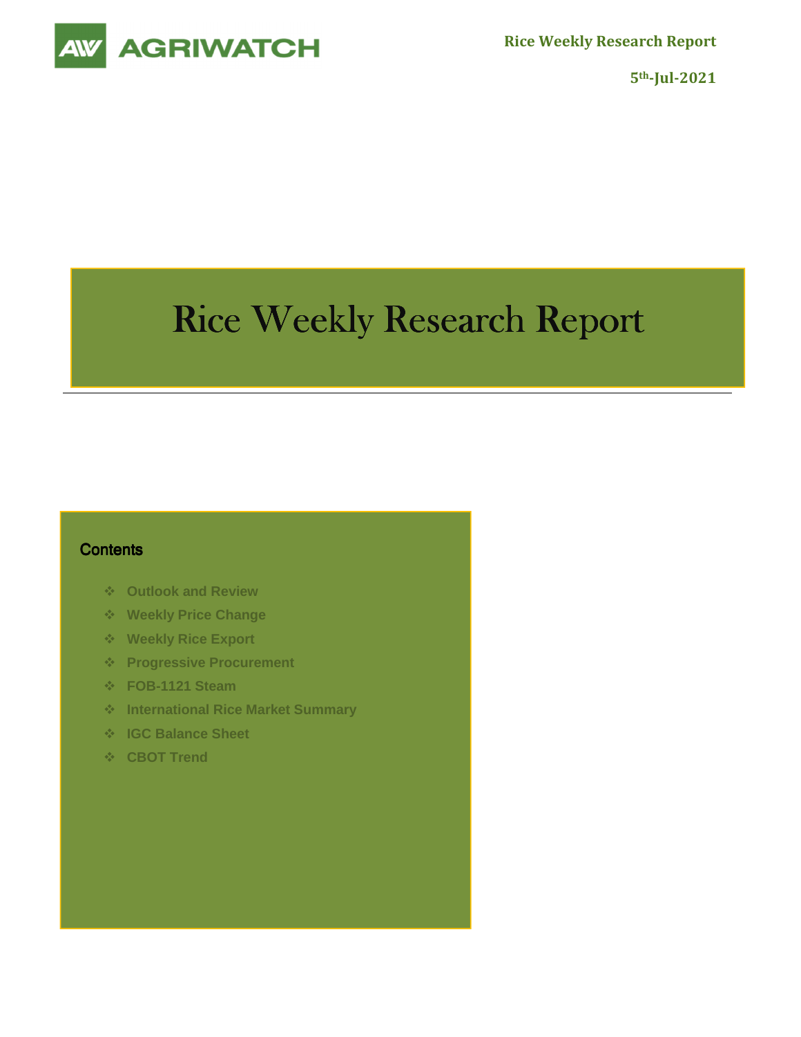Rice Weekly Research Report

5th-Jul-2021

# Rice Weekly Research Report

## Contents

- Outlook and Review
- Weekly Price Change
- Weekly Rice Export
- Progressive Procurement
- FOB-1121 Steam
- International Rice Market Summary
- IGC Balance Sheet
- CBOT Trend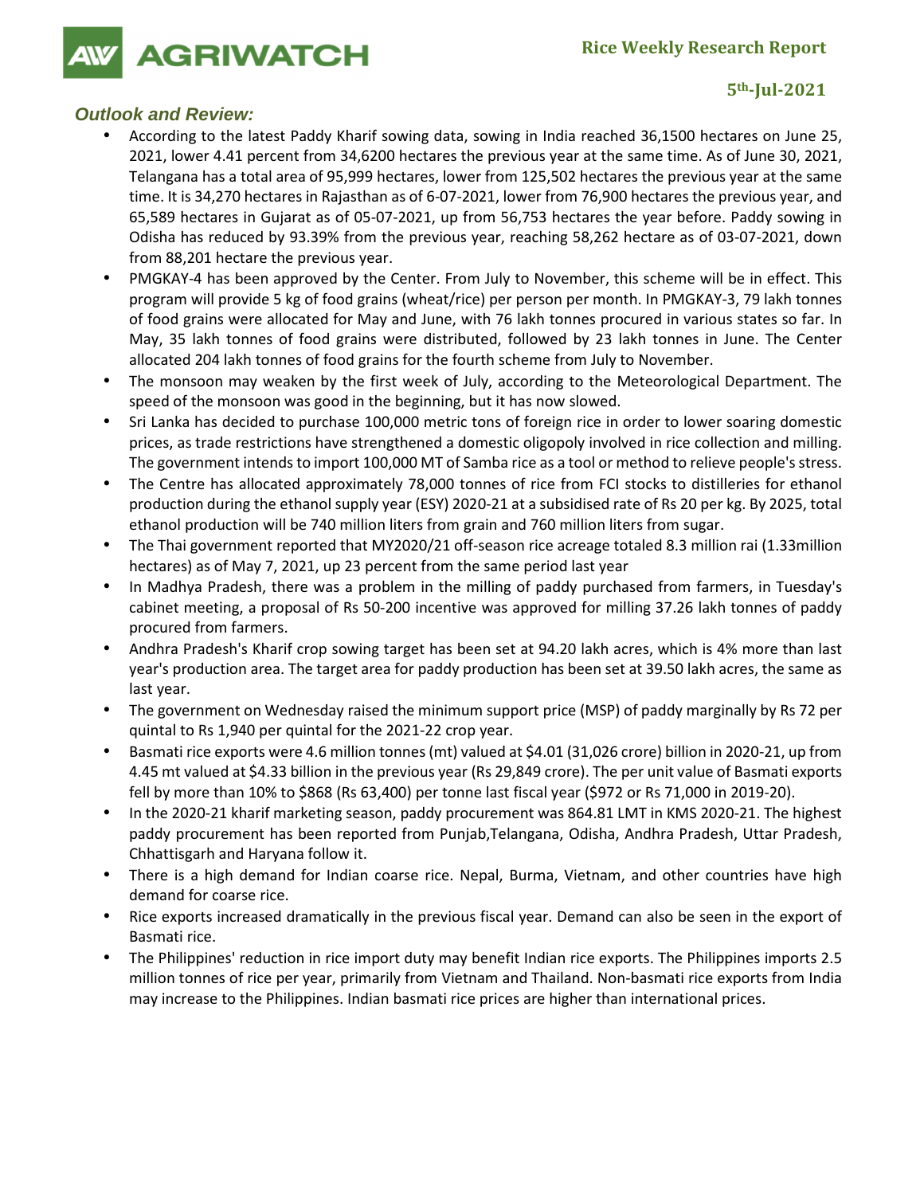## Outlook and Review:

- According to the latest Paddy Kharif sowing data, sowing in India reached 36,1500 hectares on June 25, 2021, lower 4.41 percent from 34,6200 hectares the previous year at the same time. As of June 30, 2021, Telangana has a total area of 95,999 hectares, lower from 125,502 hectares the previous year at the same time. It is 34,270 hectares in Rajasthan as of 6-07-2021, lower from 76,900 hectares the previous year, and 65,589 hectares in Gujarat as of 05-07-2021, up from 56,753 hectares the year before. Paddy sowing in Odisha has reduced by 93.39% from the previous year, reaching 58,262 hectare as of 03-07-2021, down from 88,201 hectare the previous year.
- PMGKAY-4 has been approved by the Center. From July to November, this scheme will be in effect. This program will provide 5 kg of food grains (wheat/rice) per person per month. In PMGKAY-3, 79 lakh tonnes of food grains were allocated for May and June, with 76 lakh tonnes procured in various states so far. In May, 35 lakh tonnes of food grains were distributed, followed by 23 lakh tonnes in June. The Center allocated 204 lakh tonnes of food grains for the fourth scheme from July to November.
- The monsoon may weaken by the first week of July, according to the Meteorological Department. The speed of the monsoon was good in the beginning, but it has now slowed.
- Sri Lanka has decided to purchase 100,000 metric tons of foreign rice in order to lower soaring domestic prices, as trade restrictions have strengthened a domestic oligopoly involved in rice collection and milling. The government intends to import 100,000 MT of Samba rice as a tool or method to relieve people's stress.
- The Centre has allocated approximately 78,000 tonnes of rice from FCI stocks to distilleries for ethanol production during the ethanol supply year (ESY) 2020-21 at a subsidised rate of Rs 20 per kg. By 2025, total ethanol production will be 740 million liters from grain and 760 million liters from sugar.
- The Thai government reported that MY2020/21 off-season rice acreage totaled 8.3 million rai (1.33million hectares) as of May 7, 2021, up 23 percent from the same period last year
- In Madhya Pradesh, there was a problem in the milling of paddy purchased from farmers, in Tuesday's cabinet meeting, a proposal of Rs 50-200 incentive was approved for milling 37.26 lakh tonnes of paddy procured from farmers.
- Andhra Pradesh's Kharif crop sowing target has been set at 94.20 lakh acres, which is 4% more than last year's production area. The target area for paddy production has been set at 39.50 lakh acres, the same as last year.
- The government on Wednesday raised the minimum support price (MSP) of paddy marginally by Rs 72 per quintal to Rs 1,940 per quintal for the 2021-22 crop year.
- Basmati rice exports were 4.6 million tonnes (mt) valued at $4.01 (31,026 crore) billion in 2020-21, up from 4.45 mt valued at $4.33 billion in the previous year (Rs 29,849 crore). The per unit value of Basmati exports fell by more than 10% to $868 (Rs 63,400) per tonne last fiscal year ($972 or Rs 71,000 in 2019-20).
- In the 2020-21 kharif marketing season, paddy procurement was 864.81 LMT in KMS 2020-21. The highest paddy procurement has been reported from Punjab,Telangana, Odisha, Andhra Pradesh, Uttar Pradesh, Chhattisgarh and Haryana follow it.
- There is a high demand for Indian coarse rice. Nepal, Burma, Vietnam, and other countries have high demand for coarse rice.
- Rice exports increased dramatically in the previous fiscal year. Demand can also be seen in the export of Basmati rice.
- The Philippines' reduction in rice import duty may benefit Indian rice exports. The Philippines imports 2.5 million tonnes of rice per year, primarily from Vietnam and Thailand. Non-basmati rice exports from India may increase to the Philippines. Indian basmati rice prices are higher than international prices.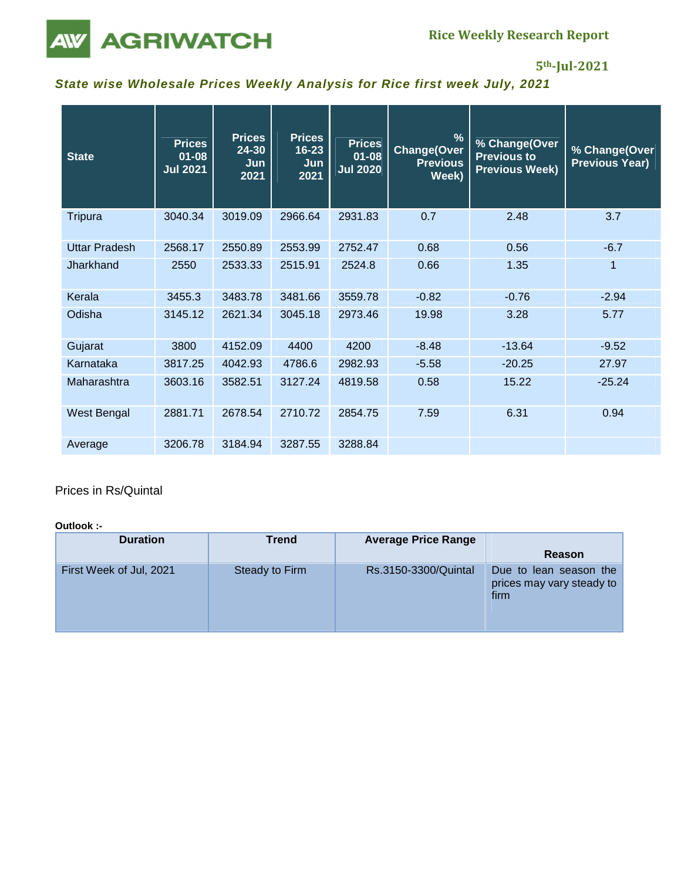## State wise Wholesale Prices Weekly Analysis for Rice first week July, 2021

| State | Prices 01-08 Jul 2021 | Prices 24-30 Jun 2021 | Prices 16-23 Jun 2021 | Prices 01-08 Jul 2020 | % Change(Over Previous Week) | % Change(Over Previous to Previous Week) | % Change(Over Previous Year) |
|---|---|---|---|---|---|---|---|
| Tripura | 3040.34 | 3019.09 | 2966.64 | 2931.83 | 0.7 | 2.48 | 3.7 |
| Uttar Pradesh | 2568.17 | 2550.89 | 2553.99 | 2752.47 | 0.68 | 0.56 | -6.7 |
| Jharkhand | 2550 | 2533.33 | 2515.91 | 2524.8 | 0.66 | 1.35 | 1 |
| Kerala | 3455.3 | 3483.78 | 3481.66 | 3559.78 | -0.82 | -0.76 | -2.94 |
| Odisha | 3145.12 | 2621.34 | 3045.18 | 2973.46 | 19.98 | 3.28 | 5.77 |
| Gujarat | 3800 | 4152.09 | 4400 | 4200 | -8.48 | -13.64 | -9.52 |
| Karnataka | 3817.25 | 4042.93 | 4786.6 | 2982.93 | -5.58 | -20.25 | 27.97 |
| Maharashtra | 3603.16 | 3582.51 | 3127.24 | 4819.58 | 0.58 | 15.22 | -25.24 |
| West Bengal | 2881.71 | 2678.54 | 2710.72 | 2854.75 | 7.59 | 6.31 | 0.94 |
| Average | 3206.78 | 3184.94 | 3287.55 | 3288.84 | | | |

Prices in Rs/Quintal

**Outlook :-**

| Duration | Trend | Average Price Range | Reason |
|---|---|---|---|
| First Week of Jul, 2021 | Steady to Firm | Rs.3150-3300/Quintal | Due to lean season the prices may vary steady to firm |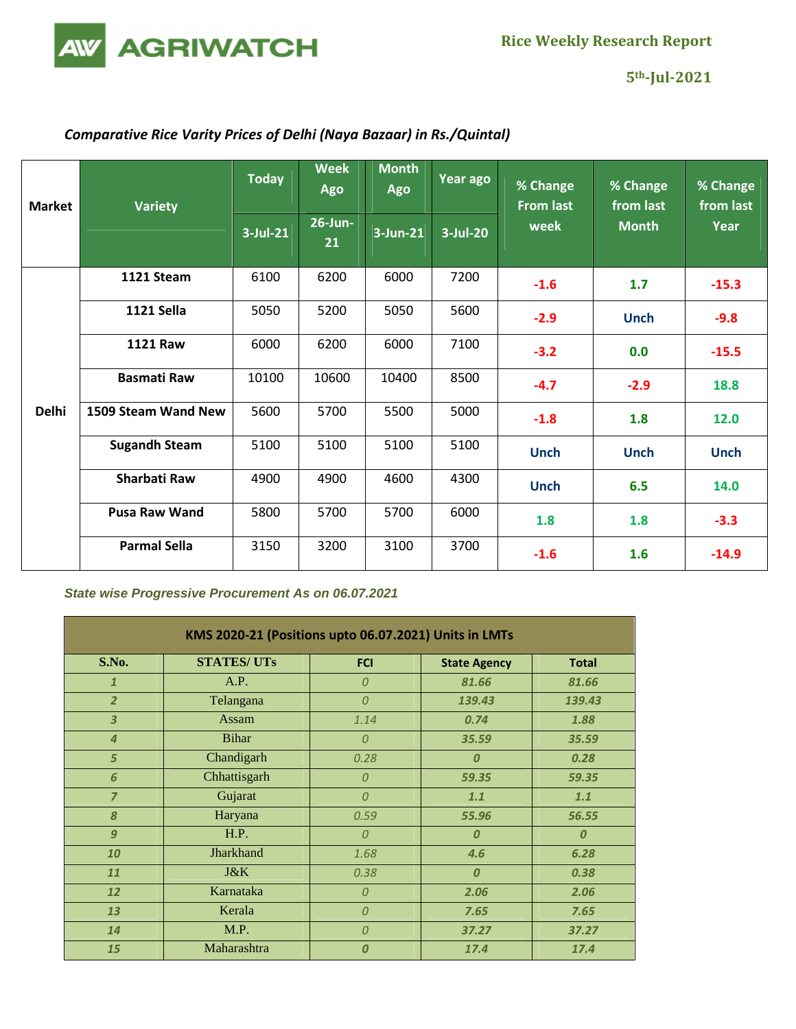*Comparative Rice Varity Prices of Delhi (Naya Bazaar) in Rs./Quintal)*

| Market | Variety | Today | Week Ago | Month Ago | Year ago | % Change From last week | % Change from last Month | % Change from last Year |
|---|---|---|---|---|---|---|---|---|
| | | 3-Jul-21 | 26-Jun-21 | 3-Jun-21 | 3-Jul-20 | | | |
| Delhi | 1121 Steam | 6100 | 6200 | 6000 | 7200 | -1.6 | 1.7 | -15.3 |
| | 1121 Sella | 5050 | 5200 | 5050 | 5600 | -2.9 | Unch | -9.8 |
| | 1121 Raw | 6000 | 6200 | 6000 | 7100 | -3.2 | 0.0 | -15.5 |
| | Basmati Raw | 10100 | 10600 | 10400 | 8500 | -4.7 | -2.9 | 18.8 |
| | 1509 Steam Wand New | 5600 | 5700 | 5500 | 5000 | -1.8 | 1.8 | 12.0 |
| | Sugandh Steam | 5100 | 5100 | 5100 | 5100 | Unch | Unch | Unch |
| | Sharbati Raw | 4900 | 4900 | 4600 | 4300 | Unch | 6.5 | 14.0 |
| | Pusa Raw Wand | 5800 | 5700 | 5700 | 6000 | 1.8 | 1.8 | -3.3 |
| | Parmal Sella | 3150 | 3200 | 3100 | 3700 | -1.6 | 1.6 | -14.9 |

*State wise Progressive Procurement As on 06.07.2021*

| KMS 2020-21 (Positions upto 06.07.2021) Units in LMTs | | | | |
|---|---|---|---|---|
| S.No. | STATES/ UTs | FCI | State Agency | Total |
| 1 | A.P. | 0 | 81.66 | 81.66 |
| 2 | Telangana | 0 | 139.43 | 139.43 |
| 3 | Assam | 1.14 | 0.74 | 1.88 |
| 4 | Bihar | 0 | 35.59 | 35.59 |
| 5 | Chandigarh | 0.28 | 0 | 0.28 |
| 6 | Chhattisgarh | 0 | 59.35 | 59.35 |
| 7 | Gujarat | 0 | 1.1 | 1.1 |
| 8 | Haryana | 0.59 | 55.96 | 56.55 |
| 9 | H.P. | 0 | 0 | 0 |
| 10 | Jharkhand | 1.68 | 4.6 | 6.28 |
| 11 | J&K | 0.38 | 0 | 0.38 |
| 12 | Karnataka | 0 | 2.06 | 2.06 |
| 13 | Kerala | 0 | 7.65 | 7.65 |
| 14 | M.P. | 0 | 37.27 | 37.27 |
| 15 | Maharashtra | 0 | 17.4 | 17.4 |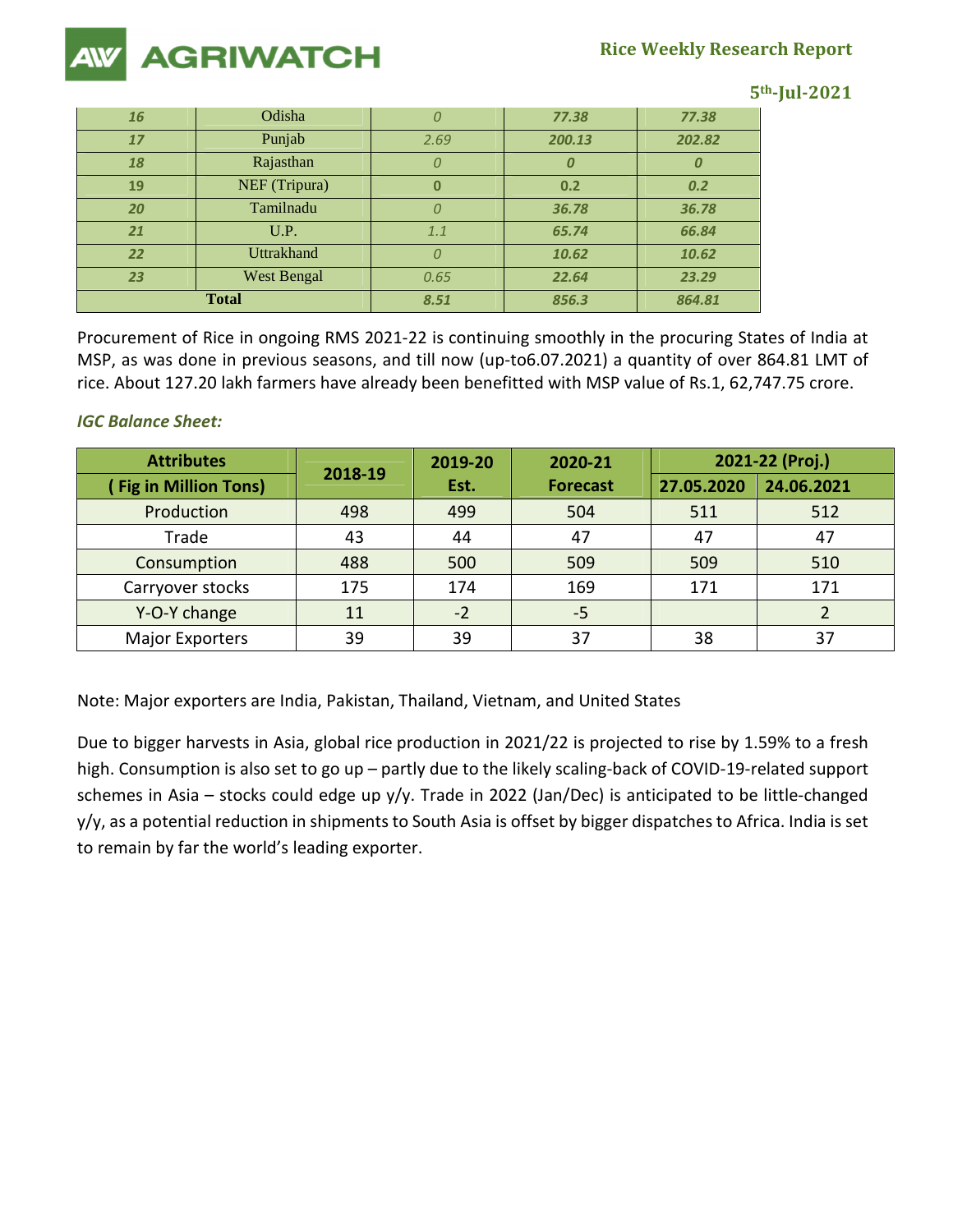| 16 | Odisha | 0 | 77.38 | 77.38 |
|---|---|---|---|---|
| 17 | Punjab | 2.69 | 200.13 | 202.82 |
| 18 | Rajasthan | 0 | 0 | 0 |
| 19 | NEF (Tripura) | 0 | 0.2 | 0.2 |
| 20 | Tamilnadu | 0 | 36.78 | 36.78 |
| 21 | U.P. | 1.1 | 65.74 | 66.84 |
| 22 | Uttrakhand | 0 | 10.62 | 10.62 |
| 23 | West Bengal | 0.65 | 22.64 | 23.29 |
| **Total** | | 8.51 | 856.3 | 864.81 |

Procurement of Rice in ongoing RMS 2021-22 is continuing smoothly in the procuring States of India at MSP, as was done in previous seasons, and till now (up-to6.07.2021) a quantity of over 864.81 LMT of rice. About 127.20 lakh farmers have already been benefitted with MSP value of Rs.1, 62,747.75 crore.

***IGC Balance Sheet:***

| Attributes ( Fig in Million Tons) | 2018-19 | 2019-20 Est. | 2020-21 Forecast | 2021-22 (Proj.) | |
|---|---|---|---|---|---|
| | | | | 27.05.2020 | 24.06.2021 |
| Production | 498 | 499 | 504 | 511 | 512 |
| Trade | 43 | 44 | 47 | 47 | 47 |
| Consumption | 488 | 500 | 509 | 509 | 510 |
| Carryover stocks | 175 | 174 | 169 | 171 | 171 |
| Y-O-Y change | 11 | -2 | -5 | | 2 |
| Major Exporters | 39 | 39 | 37 | 38 | 37 |

Note: Major exporters are India, Pakistan, Thailand, Vietnam, and United States

Due to bigger harvests in Asia, global rice production in 2021/22 is projected to rise by 1.59% to a fresh high. Consumption is also set to go up – partly due to the likely scaling-back of COVID-19-related support schemes in Asia – stocks could edge up y/y. Trade in 2022 (Jan/Dec) is anticipated to be little-changed y/y, as a potential reduction in shipments to South Asia is offset by bigger dispatches to Africa. India is set to remain by far the world's leading exporter.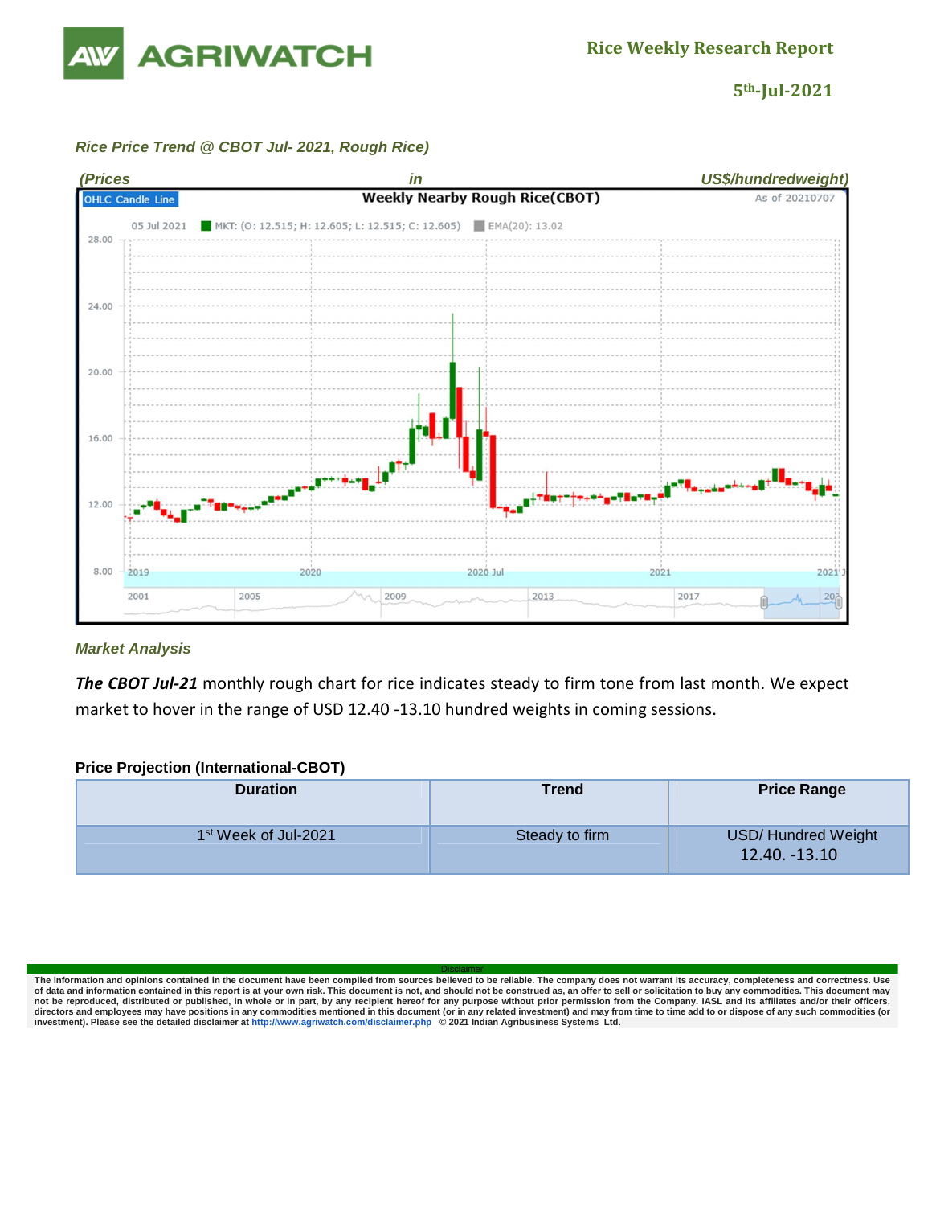## Rice Price Trend @ CBOT Jul- 2021, Rough Rice)

(Prices in US$/hundredweight)

OHLC Candle Line

Weekly Nearby Rough Rice(CBOT)

As of 20210707

05 Jul 2021 MKT: (O: 12.515; H: 12.605; L: 12.515; C: 12.605) EMA(20): 13.02

28.00
24.00
20.00
16.00
12.00
8.00

2019 2020 2020 Jul 2021 2021

2001 2005 2009 2013 2017

## Market Analysis

***The CBOT Jul-21*** monthly rough chart for rice indicates steady to firm tone from last month. We expect market to hover in the range of USD 12.40 -13.10 hundred weights in coming sessions.

### Price Projection (International-CBOT)

| Duration | Trend | Price Range |
|---|---|---|
| 1st Week of Jul-2021 | Steady to firm | USD/ Hundred Weight 12.40. -13.10 |

Disclaimer

The information and opinions contained in the document have been compiled from sources believed to be reliable. The company does not warrant its accuracy, completeness and correctness. Use of data and information contained in this report is at your own risk. This document is not, and should not be construed as, an offer to sell or solicitation to buy any commodities. This document may not be reproduced, distributed or published, in whole or in part, by any recipient hereof for any purpose without prior permission from the Company. IASL and its affiliates and/or their officers, directors and employees may have positions in any commodities mentioned in this document (or in any related investment) and may from time to time add to or dispose of any such commodities (or investment). Please see the detailed disclaimer at http://www.agriwatch.com/disclaimer.php © 2021 Indian Agribusiness Systems Ltd.